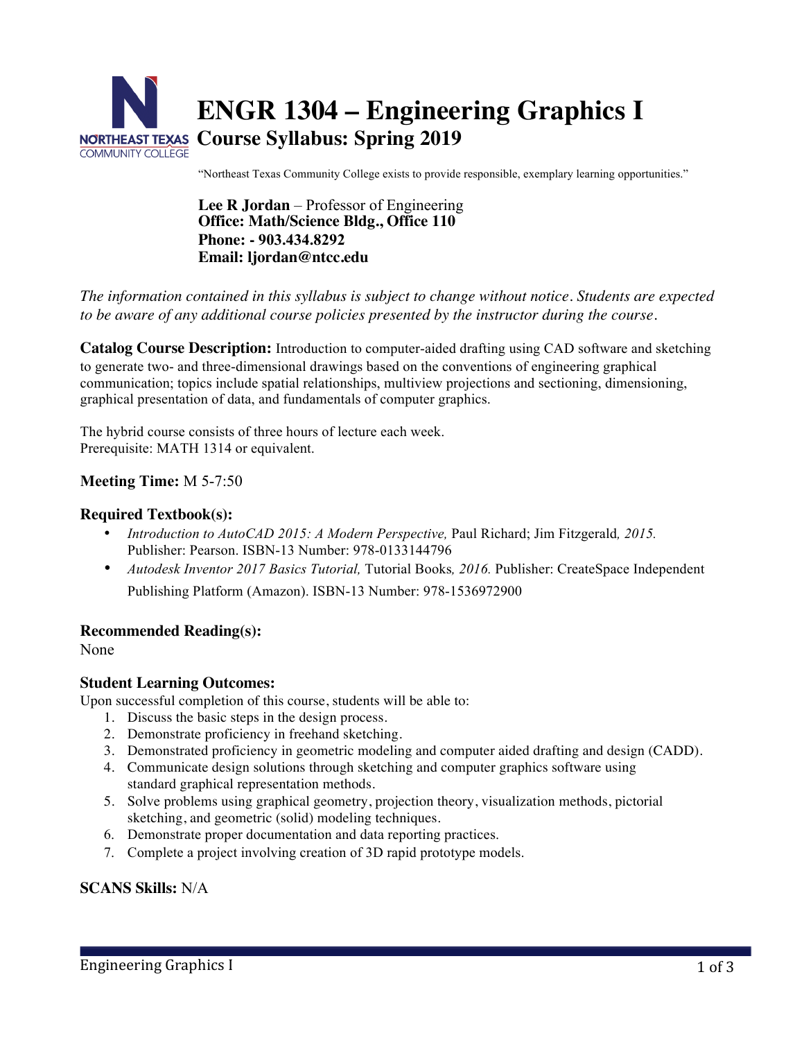# ENGR 1304 – Engineering Graphics I

## Course Syllabus: Spring 2019

"Northeast Texas Community College exists to provide responsible, exemplary learning opportunities."

**Lee R Jordan** – Professor of Engineering
**Office: Math/Science Bldg., Office 110**
**Phone: - 903.434.8292**
**Email: ljordan@ntcc.edu**

*The information contained in this syllabus is subject to change without notice. Students are expected to be aware of any additional course policies presented by the instructor during the course.*

**Catalog Course Description:** Introduction to computer-aided drafting using CAD software and sketching to generate two- and three-dimensional drawings based on the conventions of engineering graphical communication; topics include spatial relationships, multiview projections and sectioning, dimensioning, graphical presentation of data, and fundamentals of computer graphics.

The hybrid course consists of three hours of lecture each week.
Prerequisite: MATH 1314 or equivalent.

**Meeting Time:** M 5-7:50

### Required Textbook(s):

- *Introduction to AutoCAD 2015: A Modern Perspective,* Paul Richard; Jim Fitzgerald*, 2015.* Publisher: Pearson. ISBN-13 Number: 978-0133144796
- *Autodesk Inventor 2017 Basics Tutorial,* Tutorial Books*, 2016.* Publisher: CreateSpace Independent Publishing Platform (Amazon). ISBN-13 Number: 978-1536972900

### Recommended Reading(s):

None

### Student Learning Outcomes:

Upon successful completion of this course, students will be able to:

1. Discuss the basic steps in the design process.
2. Demonstrate proficiency in freehand sketching.
3. Demonstrated proficiency in geometric modeling and computer aided drafting and design (CADD).
4. Communicate design solutions through sketching and computer graphics software using standard graphical representation methods.
5. Solve problems using graphical geometry, projection theory, visualization methods, pictorial sketching, and geometric (solid) modeling techniques.
6. Demonstrate proper documentation and data reporting practices.
7. Complete a project involving creation of 3D rapid prototype models.

**SCANS Skills:** N/A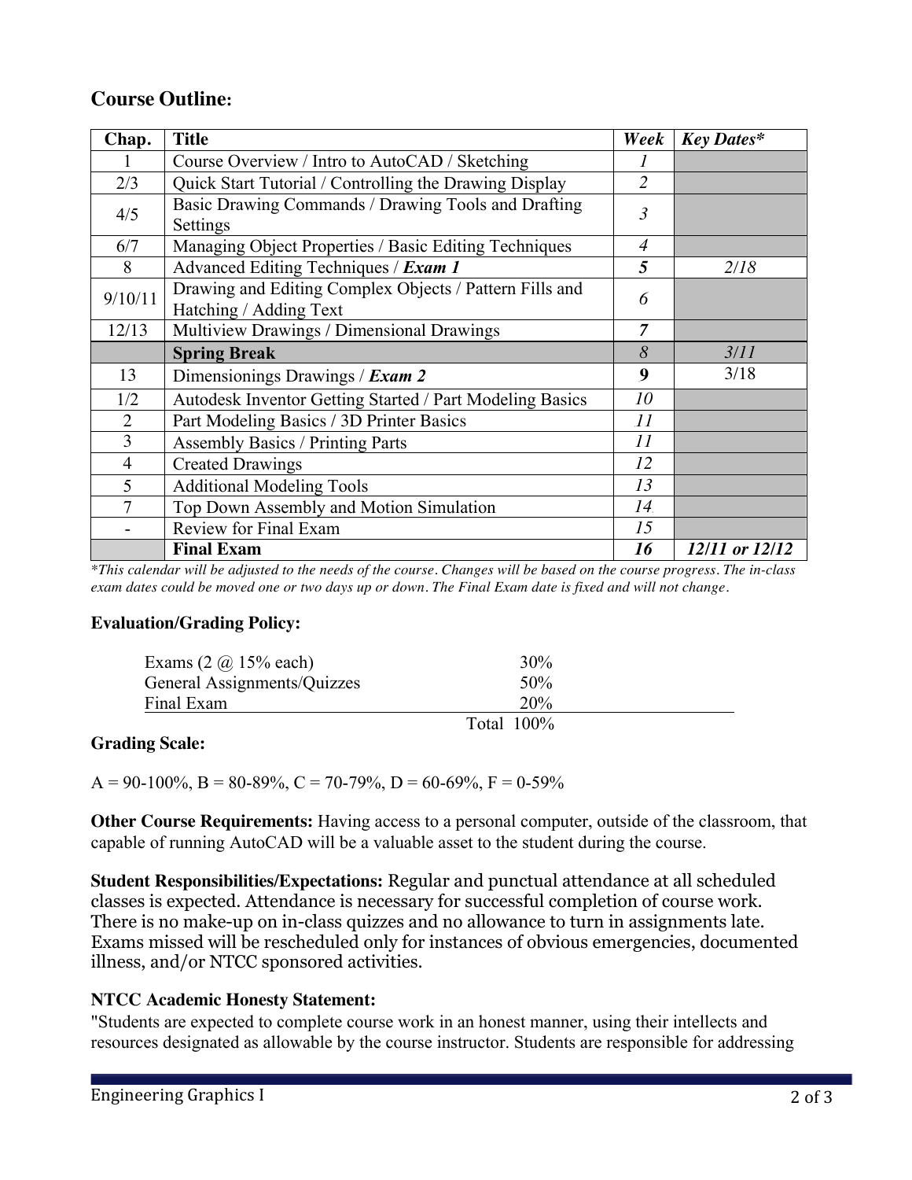## Course Outline:

| Chap. | Title | *Week* | *Key Dates\** |
|---|---|---|---|
| 1 | Course Overview / Intro to AutoCAD / Sketching | *1* | |
| 2/3 | Quick Start Tutorial / Controlling the Drawing Display | *2* | |
| 4/5 | Basic Drawing Commands / Drawing Tools and Drafting Settings | *3* | |
| 6/7 | Managing Object Properties / Basic Editing Techniques | *4* | |
| 8 | Advanced Editing Techniques / ***Exam 1*** | ***5*** | *2/18* |
| 9/10/11 | Drawing and Editing Complex Objects / Pattern Fills and Hatching / Adding Text | *6* | |
| 12/13 | Multiview Drawings / Dimensional Drawings | ***7*** | |
| | **Spring Break** | *8* | *3/11* |
| 13 | Dimensionings Drawings / ***Exam 2*** | **9** | 3/18 |
| 1/2 | Autodesk Inventor Getting Started / Part Modeling Basics | *10* | |
| 2 | Part Modeling Basics / 3D Printer Basics | *11* | |
| 3 | Assembly Basics / Printing Parts | *11* | |
| 4 | Created Drawings | *12* | |
| 5 | Additional Modeling Tools | *13* | |
| 7 | Top Down Assembly and Motion Simulation | *14* | |
| - | Review for Final Exam | *15* | |
| | **Final Exam** | ***16*** | ***12/11 or 12/12*** |

*\*This calendar will be adjusted to the needs of the course. Changes will be based on the course progress. The in-class exam dates could be moved one or two days up or down. The Final Exam date is fixed and will not change.*

**Evaluation/Grading Policy:**

| | |
|---|---|
| Exams (2 @ 15% each) | 30% |
| General Assignments/Quizzes | 50% |
| Final Exam | 20% |
| Total | 100% |

**Grading Scale:**

A = 90-100%, B = 80-89%, C = 70-79%, D = 60-69%, F = 0-59%

**Other Course Requirements:** Having access to a personal computer, outside of the classroom, that capable of running AutoCAD will be a valuable asset to the student during the course.

**Student Responsibilities/Expectations:** Regular and punctual attendance at all scheduled classes is expected. Attendance is necessary for successful completion of course work. There is no make-up on in-class quizzes and no allowance to turn in assignments late. Exams missed will be rescheduled only for instances of obvious emergencies, documented illness, and/or NTCC sponsored activities.

**NTCC Academic Honesty Statement:**

"Students are expected to complete course work in an honest manner, using their intellects and resources designated as allowable by the course instructor. Students are responsible for addressing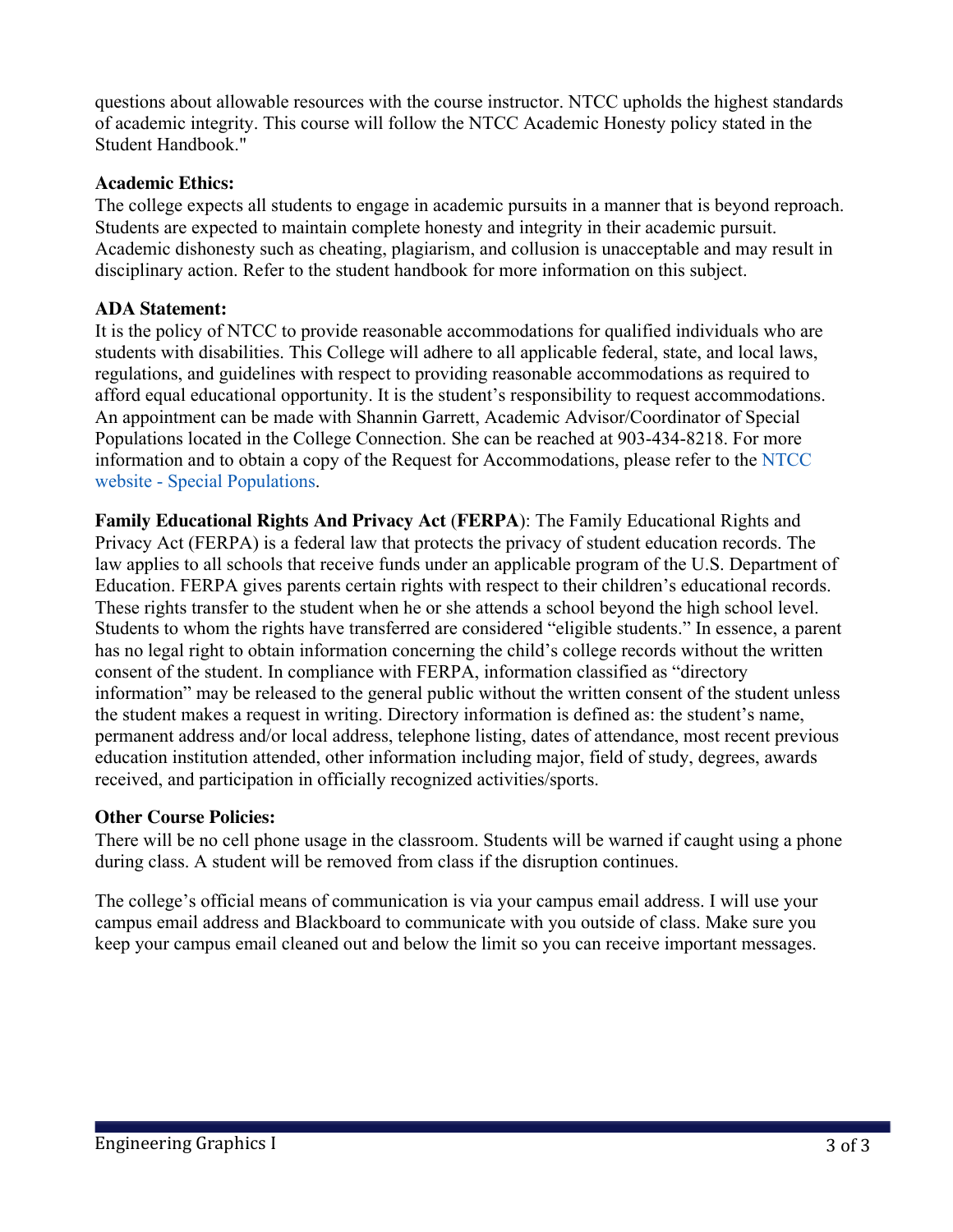questions about allowable resources with the course instructor. NTCC upholds the highest standards of academic integrity. This course will follow the NTCC Academic Honesty policy stated in the Student Handbook."

**Academic Ethics:**
The college expects all students to engage in academic pursuits in a manner that is beyond reproach. Students are expected to maintain complete honesty and integrity in their academic pursuit. Academic dishonesty such as cheating, plagiarism, and collusion is unacceptable and may result in disciplinary action. Refer to the student handbook for more information on this subject.

**ADA Statement:**
It is the policy of NTCC to provide reasonable accommodations for qualified individuals who are students with disabilities. This College will adhere to all applicable federal, state, and local laws, regulations, and guidelines with respect to providing reasonable accommodations as required to afford equal educational opportunity. It is the student's responsibility to request accommodations. An appointment can be made with Shannin Garrett, Academic Advisor/Coordinator of Special Populations located in the College Connection. She can be reached at 903-434-8218. For more information and to obtain a copy of the Request for Accommodations, please refer to the NTCC website - Special Populations.

**Family Educational Rights And Privacy Act (FERPA)**: The Family Educational Rights and Privacy Act (FERPA) is a federal law that protects the privacy of student education records. The law applies to all schools that receive funds under an applicable program of the U.S. Department of Education. FERPA gives parents certain rights with respect to their children's educational records. These rights transfer to the student when he or she attends a school beyond the high school level. Students to whom the rights have transferred are considered "eligible students." In essence, a parent has no legal right to obtain information concerning the child's college records without the written consent of the student. In compliance with FERPA, information classified as "directory information" may be released to the general public without the written consent of the student unless the student makes a request in writing. Directory information is defined as: the student's name, permanent address and/or local address, telephone listing, dates of attendance, most recent previous education institution attended, other information including major, field of study, degrees, awards received, and participation in officially recognized activities/sports.

**Other Course Policies:**
There will be no cell phone usage in the classroom. Students will be warned if caught using a phone during class. A student will be removed from class if the disruption continues.

The college's official means of communication is via your campus email address. I will use your campus email address and Blackboard to communicate with you outside of class. Make sure you keep your campus email cleaned out and below the limit so you can receive important messages.